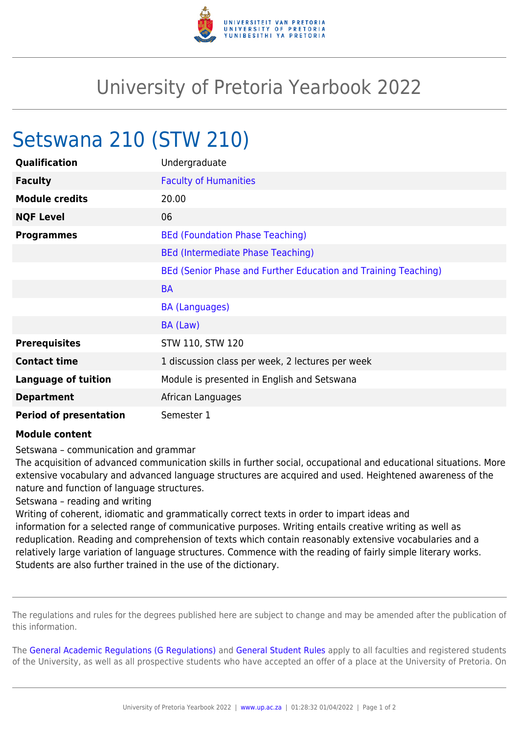# University of Pretoria Yearbook 2022

## Setswana 210 (STW 210)

| | |
|---|---|
| **Qualification** | Undergraduate |
| **Faculty** | Faculty of Humanities |
| **Module credits** | 20.00 |
| **NQF Level** | 06 |
| **Programmes** | BEd (Foundation Phase Teaching) |
| | BEd (Intermediate Phase Teaching) |
| | BEd (Senior Phase and Further Education and Training Teaching) |
| | BA |
| | BA (Languages) |
| | BA (Law) |
| **Prerequisites** | STW 110, STW 120 |
| **Contact time** | 1 discussion class per week, 2 lectures per week |
| **Language of tuition** | Module is presented in English and Setswana |
| **Department** | African Languages |
| **Period of presentation** | Semester 1 |

**Module content**

Setswana – communication and grammar
The acquisition of advanced communication skills in further social, occupational and educational situations. More extensive vocabulary and advanced language structures are acquired and used. Heightened awareness of the nature and function of language structures.
Setswana – reading and writing
Writing of coherent, idiomatic and grammatically correct texts in order to impart ideas and information for a selected range of communicative purposes. Writing entails creative writing as well as reduplication. Reading and comprehension of texts which contain reasonably extensive vocabularies and a relatively large variation of language structures. Commence with the reading of fairly simple literary works. Students are also further trained in the use of the dictionary.

The regulations and rules for the degrees published here are subject to change and may be amended after the publication of this information.

The General Academic Regulations (G Regulations) and General Student Rules apply to all faculties and registered students of the University, as well as all prospective students who have accepted an offer of a place at the University of Pretoria. On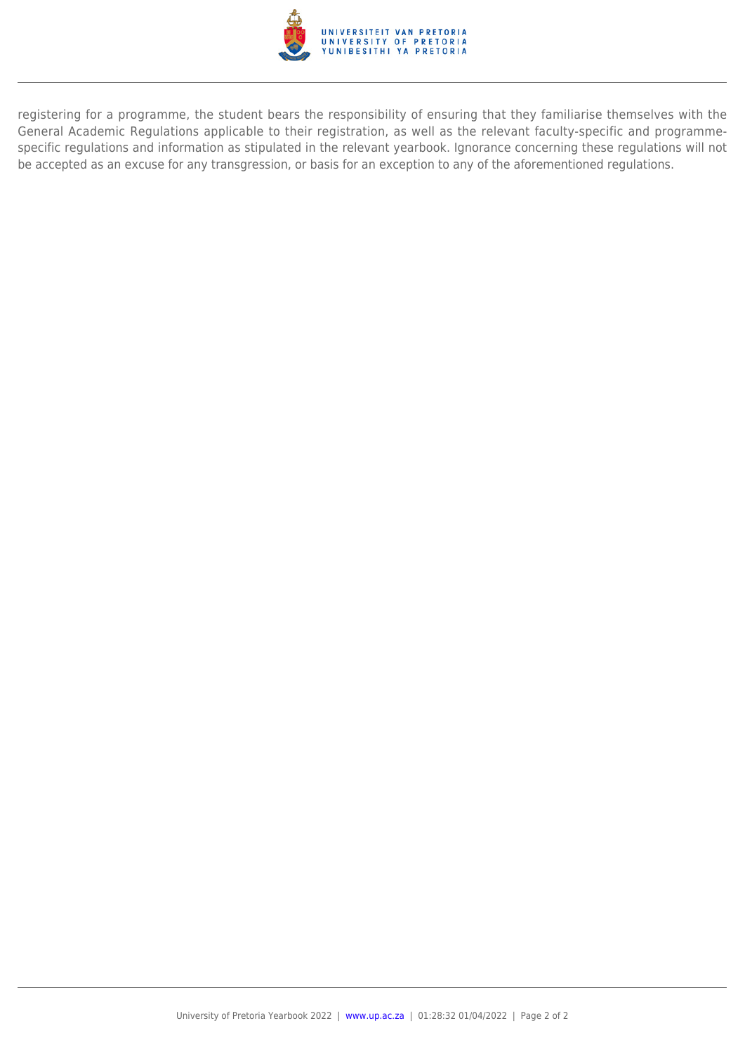registering for a programme, the student bears the responsibility of ensuring that they familiarise themselves with the General Academic Regulations applicable to their registration, as well as the relevant faculty-specific and programme-specific regulations and information as stipulated in the relevant yearbook. Ignorance concerning these regulations will not be accepted as an excuse for any transgression, or basis for an exception to any of the aforementioned regulations.